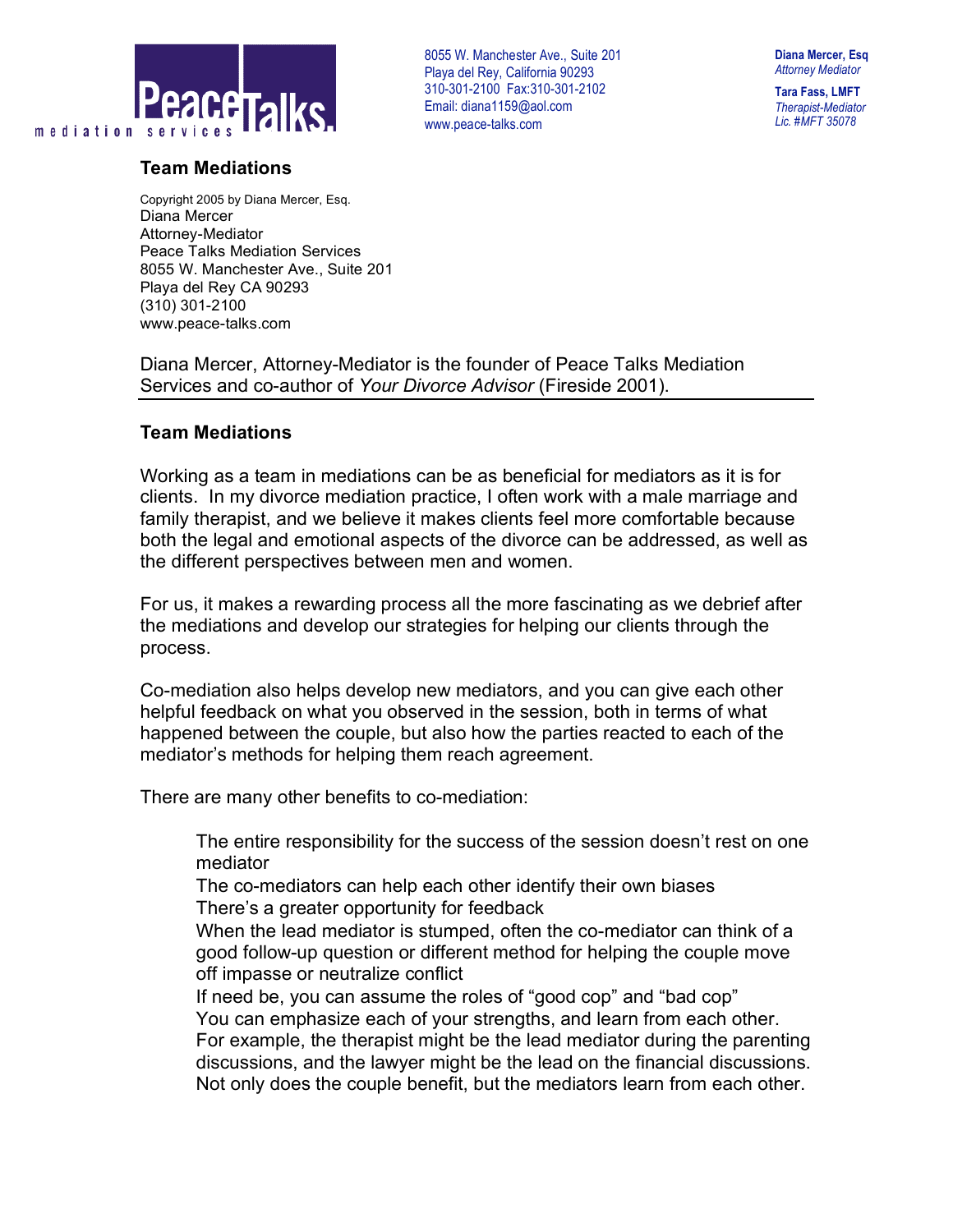PeaceTalks mediation services

8055 W. Manchester Ave., Suite 201
Playa del Rey, California 90293
310-301-2100 Fax:310-301-2102
Email: diana1159@aol.com
www.peace-talks.com

**Diana Mercer, Esq**
*Attorney Mediator*

**Tara Fass, LMFT**
*Therapist-Mediator*
*Lic. #MFT 35078*

## Team Mediations

Copyright 2005 by Diana Mercer, Esq.
Diana Mercer
Attorney-Mediator
Peace Talks Mediation Services
8055 W. Manchester Ave., Suite 201
Playa del Rey CA 90293
(310) 301-2100
www.peace-talks.com

Diana Mercer, Attorney-Mediator is the founder of Peace Talks Mediation Services and co-author of *Your Divorce Advisor* (Fireside 2001).

---

## Team Mediations

Working as a team in mediations can be as beneficial for mediators as it is for clients. In my divorce mediation practice, I often work with a male marriage and family therapist, and we believe it makes clients feel more comfortable because both the legal and emotional aspects of the divorce can be addressed, as well as the different perspectives between men and women.

For us, it makes a rewarding process all the more fascinating as we debrief after the mediations and develop our strategies for helping our clients through the process.

Co-mediation also helps develop new mediators, and you can give each other helpful feedback on what you observed in the session, both in terms of what happened between the couple, but also how the parties reacted to each of the mediator's methods for helping them reach agreement.

There are many other benefits to co-mediation:

- The entire responsibility for the success of the session doesn't rest on one mediator
- The co-mediators can help each other identify their own biases
- There's a greater opportunity for feedback
- When the lead mediator is stumped, often the co-mediator can think of a good follow-up question or different method for helping the couple move off impasse or neutralize conflict
- If need be, you can assume the roles of "good cop" and "bad cop"
- You can emphasize each of your strengths, and learn from each other. For example, the therapist might be the lead mediator during the parenting discussions, and the lawyer might be the lead on the financial discussions. Not only does the couple benefit, but the mediators learn from each other.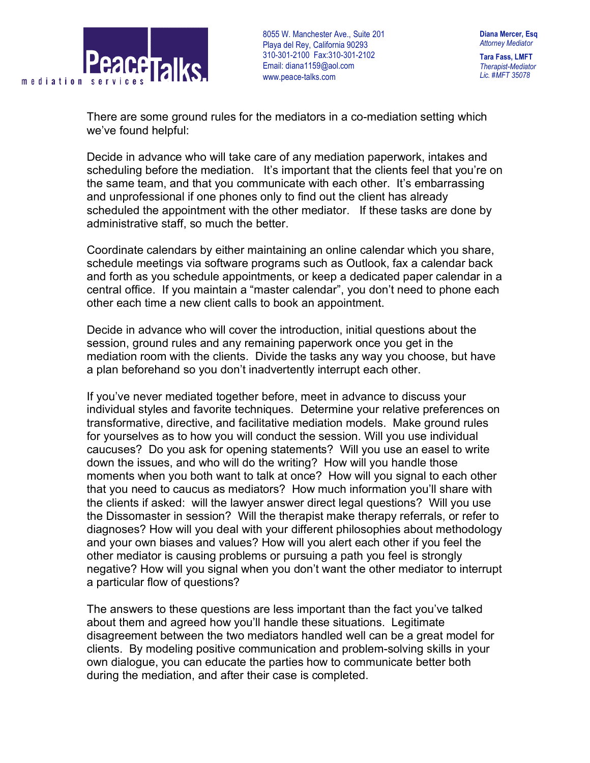There are some ground rules for the mediators in a co-mediation setting which we've found helpful:

Decide in advance who will take care of any mediation paperwork, intakes and scheduling before the mediation. It's important that the clients feel that you're on the same team, and that you communicate with each other. It's embarrassing and unprofessional if one phones only to find out the client has already scheduled the appointment with the other mediator. If these tasks are done by administrative staff, so much the better.

Coordinate calendars by either maintaining an online calendar which you share, schedule meetings via software programs such as Outlook, fax a calendar back and forth as you schedule appointments, or keep a dedicated paper calendar in a central office. If you maintain a "master calendar", you don't need to phone each other each time a new client calls to book an appointment.

Decide in advance who will cover the introduction, initial questions about the session, ground rules and any remaining paperwork once you get in the mediation room with the clients. Divide the tasks any way you choose, but have a plan beforehand so you don't inadvertently interrupt each other.

If you've never mediated together before, meet in advance to discuss your individual styles and favorite techniques. Determine your relative preferences on transformative, directive, and facilitative mediation models. Make ground rules for yourselves as to how you will conduct the session. Will you use individual caucuses? Do you ask for opening statements? Will you use an easel to write down the issues, and who will do the writing? How will you handle those moments when you both want to talk at once? How will you signal to each other that you need to caucus as mediators? How much information you'll share with the clients if asked: will the lawyer answer direct legal questions? Will you use the Dissomaster in session? Will the therapist make therapy referrals, or refer to diagnoses? How will you deal with your different philosophies about methodology and your own biases and values? How will you alert each other if you feel the other mediator is causing problems or pursuing a path you feel is strongly negative? How will you signal when you don't want the other mediator to interrupt a particular flow of questions?

The answers to these questions are less important than the fact you've talked about them and agreed how you'll handle these situations. Legitimate disagreement between the two mediators handled well can be a great model for clients. By modeling positive communication and problem-solving skills in your own dialogue, you can educate the parties how to communicate better both during the mediation, and after their case is completed.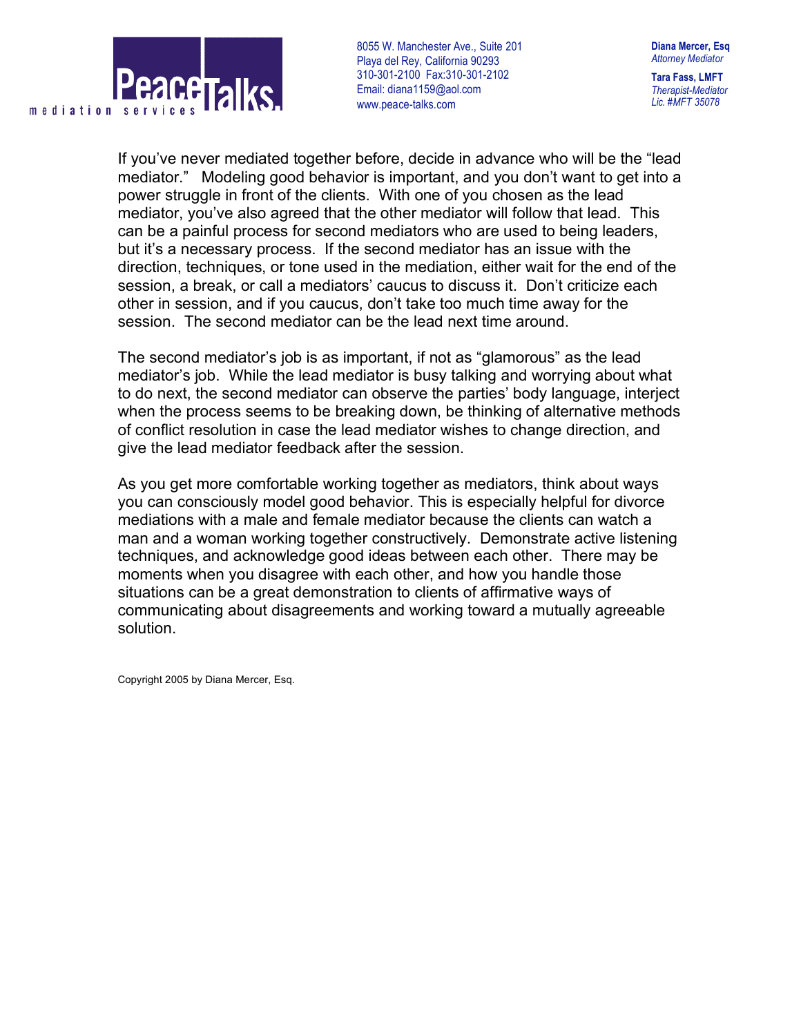If you've never mediated together before, decide in advance who will be the "lead mediator." Modeling good behavior is important, and you don't want to get into a power struggle in front of the clients. With one of you chosen as the lead mediator, you've also agreed that the other mediator will follow that lead. This can be a painful process for second mediators who are used to being leaders, but it's a necessary process. If the second mediator has an issue with the direction, techniques, or tone used in the mediation, either wait for the end of the session, a break, or call a mediators' caucus to discuss it. Don't criticize each other in session, and if you caucus, don't take too much time away for the session. The second mediator can be the lead next time around.

The second mediator's job is as important, if not as "glamorous" as the lead mediator's job. While the lead mediator is busy talking and worrying about what to do next, the second mediator can observe the parties' body language, interject when the process seems to be breaking down, be thinking of alternative methods of conflict resolution in case the lead mediator wishes to change direction, and give the lead mediator feedback after the session.

As you get more comfortable working together as mediators, think about ways you can consciously model good behavior. This is especially helpful for divorce mediations with a male and female mediator because the clients can watch a man and a woman working together constructively. Demonstrate active listening techniques, and acknowledge good ideas between each other. There may be moments when you disagree with each other, and how you handle those situations can be a great demonstration to clients of affirmative ways of communicating about disagreements and working toward a mutually agreeable solution.

Copyright 2005 by Diana Mercer, Esq.